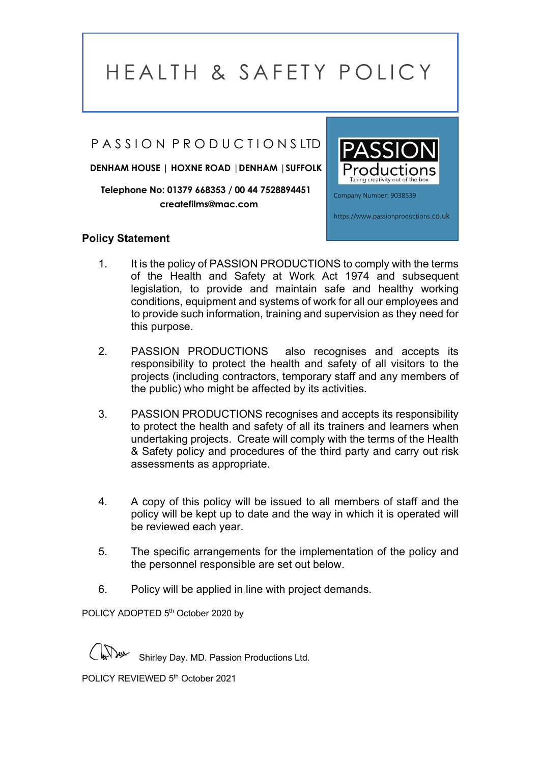# HEALTH & SAFETY POLICY

## PASSION PRODUCTIONS LTD

**DENHAM HOUSE | HOXNE ROAD | DENHAM | SUFFOLK**

**Telephone No: 01379 668353 / 00 44 7528894451**
**createfilms@mac.com**

PASSION Productions
Taking creativity out of the box

Company Number: 9038539

https://www.passionproductions.co.uk

### Policy Statement

1. It is the policy of PASSION PRODUCTIONS to comply with the terms of the Health and Safety at Work Act 1974 and subsequent legislation, to provide and maintain safe and healthy working conditions, equipment and systems of work for all our employees and to provide such information, training and supervision as they need for this purpose.

2. PASSION PRODUCTIONS also recognises and accepts its responsibility to protect the health and safety of all visitors to the projects (including contractors, temporary staff and any members of the public) who might be affected by its activities.

3. PASSION PRODUCTIONS recognises and accepts its responsibility to protect the health and safety of all its trainers and learners when undertaking projects. Create will comply with the terms of the Health & Safety policy and procedures of the third party and carry out risk assessments as appropriate.

4. A copy of this policy will be issued to all members of staff and the policy will be kept up to date and the way in which it is operated will be reviewed each year.

5. The specific arrangements for the implementation of the policy and the personnel responsible are set out below.

6. Policy will be applied in line with project demands.

POLICY ADOPTED 5th October 2020 by

Shirley Day. MD. Passion Productions Ltd.

POLICY REVIEWED 5th October 2021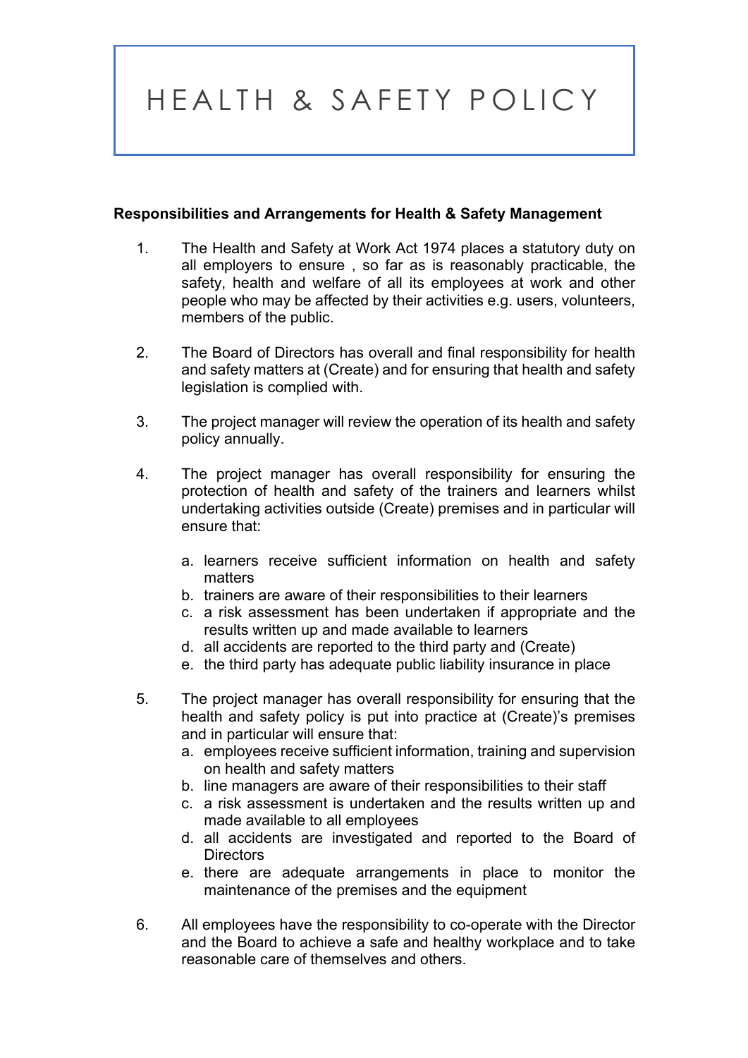# HEALTH & SAFETY POLICY

**Responsibilities and Arrangements for Health & Safety Management**

1. The Health and Safety at Work Act 1974 places a statutory duty on all employers to ensure , so far as is reasonably practicable, the safety, health and welfare of all its employees at work and other people who may be affected by their activities e.g. users, volunteers, members of the public.

2. The Board of Directors has overall and final responsibility for health and safety matters at (Create) and for ensuring that health and safety legislation is complied with.

3. The project manager will review the operation of its health and safety policy annually.

4. The project manager has overall responsibility for ensuring the protection of health and safety of the trainers and learners whilst undertaking activities outside (Create) premises and in particular will ensure that:

   a. learners receive sufficient information on health and safety matters
   b. trainers are aware of their responsibilities to their learners
   c. a risk assessment has been undertaken if appropriate and the results written up and made available to learners
   d. all accidents are reported to the third party and (Create)
   e. the third party has adequate public liability insurance in place

5. The project manager has overall responsibility for ensuring that the health and safety policy is put into practice at (Create)'s premises and in particular will ensure that:
   a. employees receive sufficient information, training and supervision on health and safety matters
   b. line managers are aware of their responsibilities to their staff
   c. a risk assessment is undertaken and the results written up and made available to all employees
   d. all accidents are investigated and reported to the Board of Directors
   e. there are adequate arrangements in place to monitor the maintenance of the premises and the equipment

6. All employees have the responsibility to co-operate with the Director and the Board to achieve a safe and healthy workplace and to take reasonable care of themselves and others.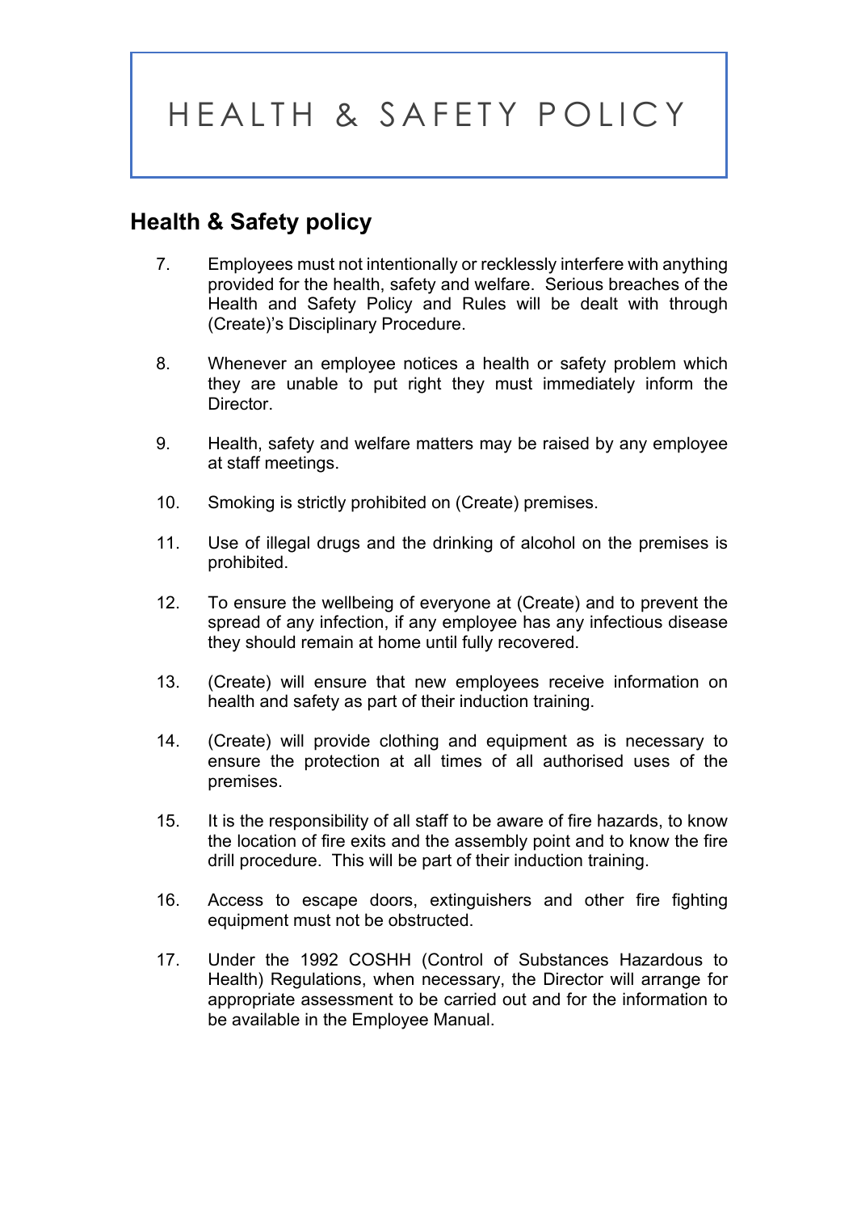# HEALTH & SAFETY POLICY

## Health & Safety policy

7. Employees must not intentionally or recklessly interfere with anything provided for the health, safety and welfare. Serious breaches of the Health and Safety Policy and Rules will be dealt with through (Create)'s Disciplinary Procedure.

8. Whenever an employee notices a health or safety problem which they are unable to put right they must immediately inform the Director.

9. Health, safety and welfare matters may be raised by any employee at staff meetings.

10. Smoking is strictly prohibited on (Create) premises.

11. Use of illegal drugs and the drinking of alcohol on the premises is prohibited.

12. To ensure the wellbeing of everyone at (Create) and to prevent the spread of any infection, if any employee has any infectious disease they should remain at home until fully recovered.

13. (Create) will ensure that new employees receive information on health and safety as part of their induction training.

14. (Create) will provide clothing and equipment as is necessary to ensure the protection at all times of all authorised uses of the premises.

15. It is the responsibility of all staff to be aware of fire hazards, to know the location of fire exits and the assembly point and to know the fire drill procedure. This will be part of their induction training.

16. Access to escape doors, extinguishers and other fire fighting equipment must not be obstructed.

17. Under the 1992 COSHH (Control of Substances Hazardous to Health) Regulations, when necessary, the Director will arrange for appropriate assessment to be carried out and for the information to be available in the Employee Manual.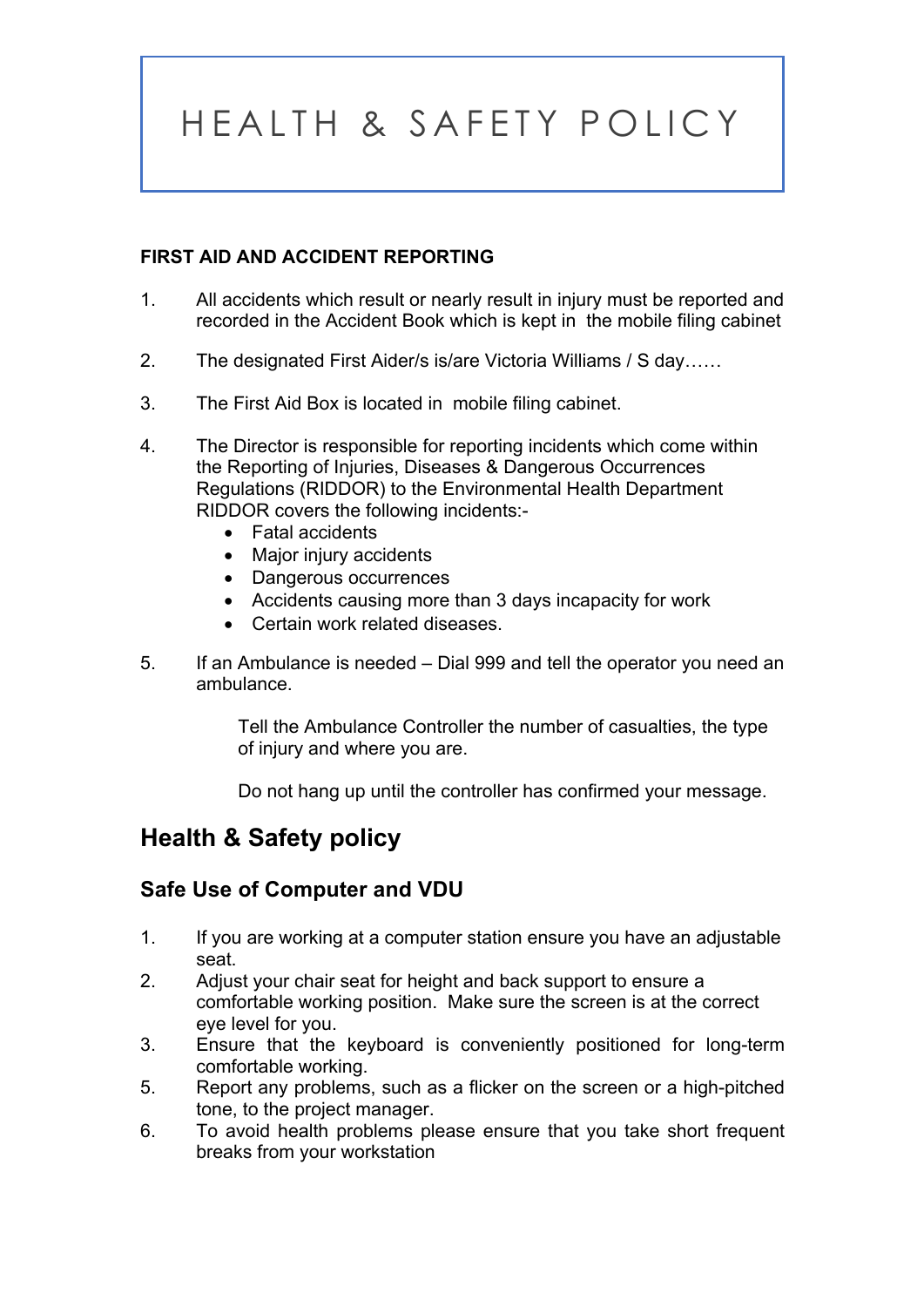# HEALTH & SAFETY POLICY

**FIRST AID AND ACCIDENT REPORTING**

1. All accidents which result or nearly result in injury must be reported and recorded in the Accident Book which is kept in the mobile filing cabinet

2. The designated First Aider/s is/are Victoria Williams / S day……

3. The First Aid Box is located in mobile filing cabinet.

4. The Director is responsible for reporting incidents which come within the Reporting of Injuries, Diseases & Dangerous Occurrences Regulations (RIDDOR) to the Environmental Health Department RIDDOR covers the following incidents:-
   - Fatal accidents
   - Major injury accidents
   - Dangerous occurrences
   - Accidents causing more than 3 days incapacity for work
   - Certain work related diseases.

5. If an Ambulance is needed – Dial 999 and tell the operator you need an ambulance.

   Tell the Ambulance Controller the number of casualties, the type of injury and where you are.

   Do not hang up until the controller has confirmed your message.

## Health & Safety policy

### Safe Use of Computer and VDU

1. If you are working at a computer station ensure you have an adjustable seat.
2. Adjust your chair seat for height and back support to ensure a comfortable working position. Make sure the screen is at the correct eye level for you.
3. Ensure that the keyboard is conveniently positioned for long-term comfortable working.
5. Report any problems, such as a flicker on the screen or a high-pitched tone, to the project manager.
6. To avoid health problems please ensure that you take short frequent breaks from your workstation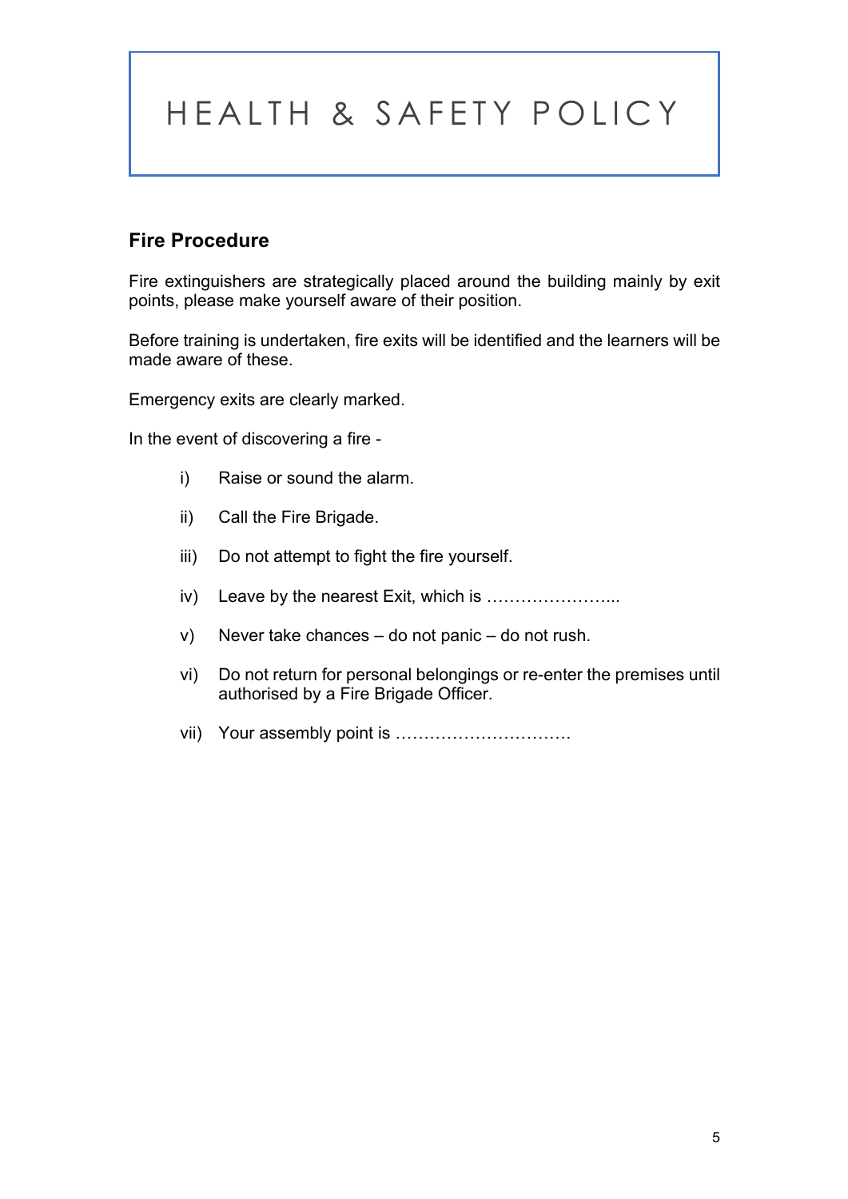# HEALTH & SAFETY POLICY

## Fire Procedure

Fire extinguishers are strategically placed around the building mainly by exit points, please make yourself aware of their position.

Before training is undertaken, fire exits will be identified and the learners will be made aware of these.

Emergency exits are clearly marked.

In the event of discovering a fire -

i) Raise or sound the alarm.

ii) Call the Fire Brigade.

iii) Do not attempt to fight the fire yourself.

iv) Leave by the nearest Exit, which is …………………...

v) Never take chances – do not panic – do not rush.

vi) Do not return for personal belongings or re-enter the premises until authorised by a Fire Brigade Officer.

vii) Your assembly point is ………………………….